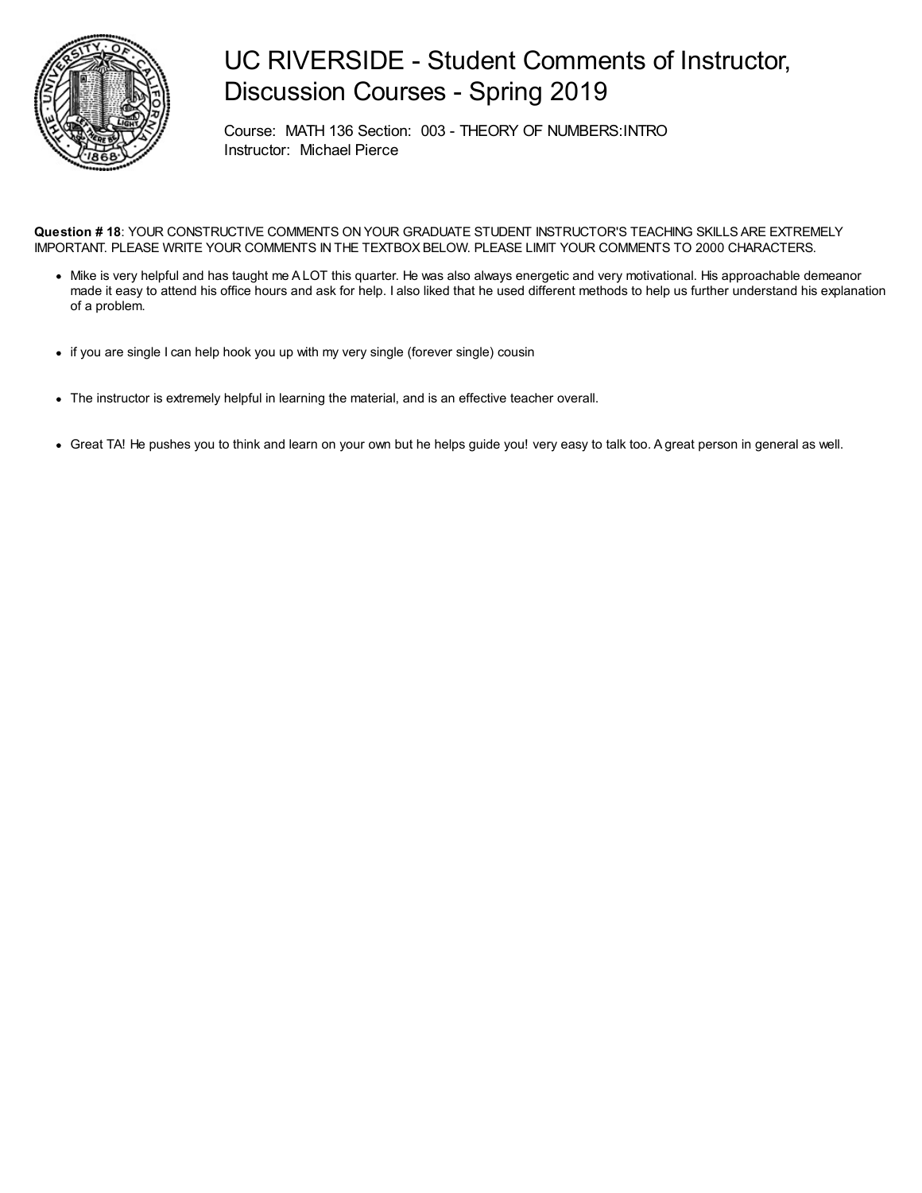# UC RIVERSIDE - Student Comments of Instructor, Discussion Courses - Spring 2019

Course: MATH 136 Section: 003 - THEORY OF NUMBERS:INTRO
Instructor: Michael Pierce

**Question # 18**: YOUR CONSTRUCTIVE COMMENTS ON YOUR GRADUATE STUDENT INSTRUCTOR'S TEACHING SKILLS ARE EXTREMELY IMPORTANT. PLEASE WRITE YOUR COMMENTS IN THE TEXTBOX BELOW. PLEASE LIMIT YOUR COMMENTS TO 2000 CHARACTERS.

- Mike is very helpful and has taught me A LOT this quarter. He was also always energetic and very motivational. His approachable demeanor made it easy to attend his office hours and ask for help. I also liked that he used different methods to help us further understand his explanation of a problem.
- if you are single I can help hook you up with my very single (forever single) cousin
- The instructor is extremely helpful in learning the material, and is an effective teacher overall.
- Great TA! He pushes you to think and learn on your own but he helps guide you! very easy to talk too. A great person in general as well.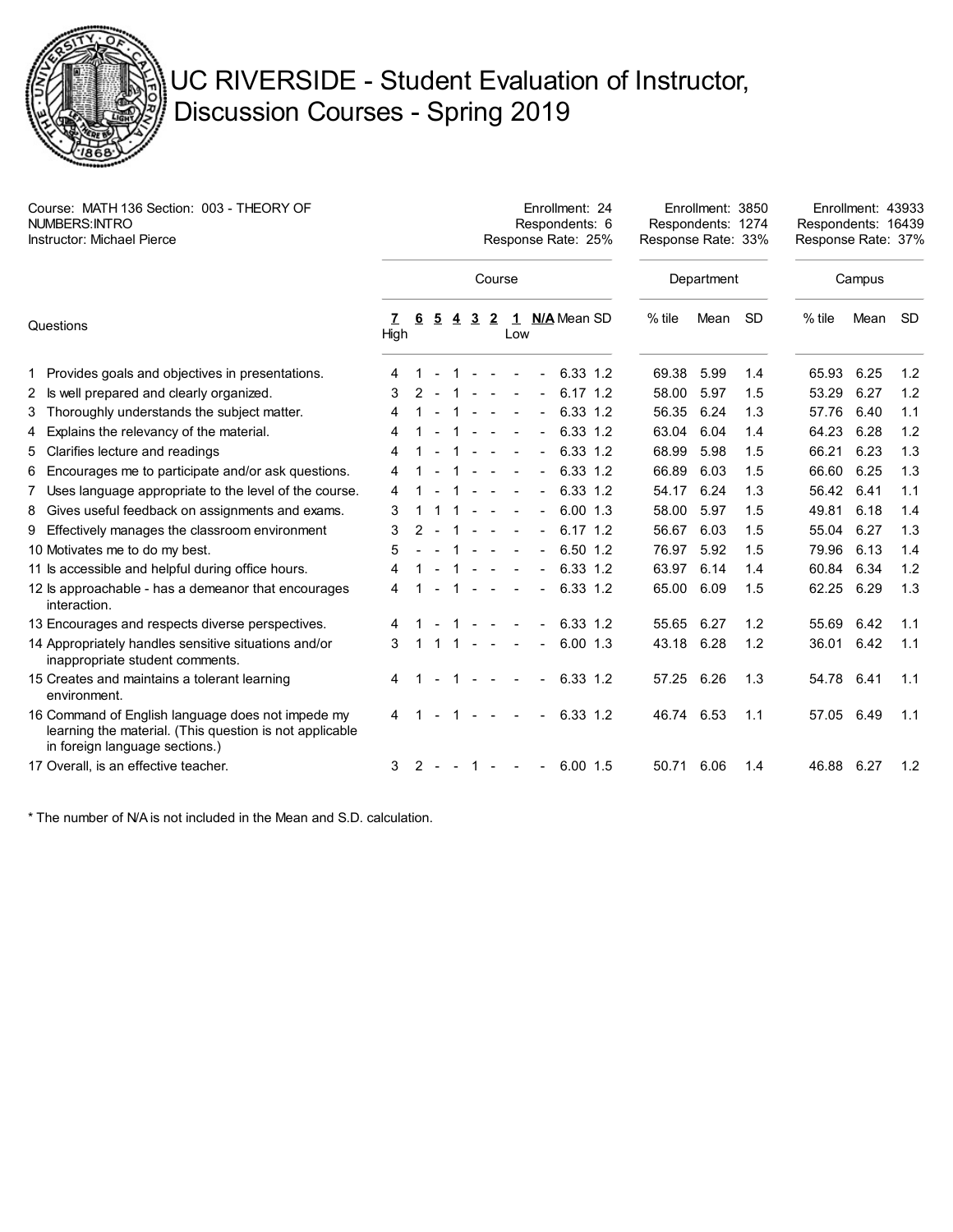# UC RIVERSIDE - Student Evaluation of Instructor, Discussion Courses - Spring 2019

Course: MATH 136 Section: 003 - THEORY OF NUMBERS:INTRO
Instructor: Michael Pierce

| | Course | Department | Campus |
|---|---|---|---|
| Enrollment | 24 | 3850 | 43933 |
| Respondents | 6 | 1274 | 16439 |
| Response Rate | 25% | 33% | 37% |

| Questions | 7 High | 6 | 5 | 4 | 3 | 2 | 1 Low | N/A | Mean | SD | Dept. % tile | Dept. Mean | Dept. SD | Campus % tile | Campus Mean | Campus SD |
|---|---|---|---|---|---|---|---|---|---|---|---|---|---|---|---|---|
| 1 Provides goals and objectives in presentations. | 4 | 1 | - | 1 | - | - | - | - | 6.33 | 1.2 | 69.38 | 5.99 | 1.4 | 65.93 | 6.25 | 1.2 |
| 2 Is well prepared and clearly organized. | 3 | 2 | - | 1 | - | - | - | - | 6.17 | 1.2 | 58.00 | 5.97 | 1.5 | 53.29 | 6.27 | 1.2 |
| 3 Thoroughly understands the subject matter. | 4 | 1 | - | 1 | - | - | - | - | 6.33 | 1.2 | 56.35 | 6.24 | 1.3 | 57.76 | 6.40 | 1.1 |
| 4 Explains the relevancy of the material. | 4 | 1 | - | 1 | - | - | - | - | 6.33 | 1.2 | 63.04 | 6.04 | 1.4 | 64.23 | 6.28 | 1.2 |
| 5 Clarifies lecture and readings | 4 | 1 | - | 1 | - | - | - | - | 6.33 | 1.2 | 68.99 | 5.98 | 1.5 | 66.21 | 6.23 | 1.3 |
| 6 Encourages me to participate and/or ask questions. | 4 | 1 | - | 1 | - | - | - | - | 6.33 | 1.2 | 66.89 | 6.03 | 1.5 | 66.60 | 6.25 | 1.3 |
| 7 Uses language appropriate to the level of the course. | 4 | 1 | - | 1 | - | - | - | - | 6.33 | 1.2 | 54.17 | 6.24 | 1.3 | 56.42 | 6.41 | 1.1 |
| 8 Gives useful feedback on assignments and exams. | 3 | 1 | 1 | 1 | - | - | - | - | 6.00 | 1.3 | 58.00 | 5.97 | 1.5 | 49.81 | 6.18 | 1.4 |
| 9 Effectively manages the classroom environment | 3 | 2 | - | 1 | - | - | - | - | 6.17 | 1.2 | 56.67 | 6.03 | 1.5 | 55.04 | 6.27 | 1.3 |
| 10 Motivates me to do my best. | 5 | - | - | 1 | - | - | - | - | 6.50 | 1.2 | 76.97 | 5.92 | 1.5 | 79.96 | 6.13 | 1.4 |
| 11 Is accessible and helpful during office hours. | 4 | 1 | - | 1 | - | - | - | - | 6.33 | 1.2 | 63.97 | 6.14 | 1.4 | 60.84 | 6.34 | 1.2 |
| 12 Is approachable - has a demeanor that encourages interaction. | 4 | 1 | - | 1 | - | - | - | - | 6.33 | 1.2 | 65.00 | 6.09 | 1.5 | 62.25 | 6.29 | 1.3 |
| 13 Encourages and respects diverse perspectives. | 4 | 1 | - | 1 | - | - | - | - | 6.33 | 1.2 | 55.65 | 6.27 | 1.2 | 55.69 | 6.42 | 1.1 |
| 14 Appropriately handles sensitive situations and/or inappropriate student comments. | 3 | 1 | 1 | 1 | - | - | - | - | 6.00 | 1.3 | 43.18 | 6.28 | 1.2 | 36.01 | 6.42 | 1.1 |
| 15 Creates and maintains a tolerant learning environment. | 4 | 1 | - | 1 | - | - | - | - | 6.33 | 1.2 | 57.25 | 6.26 | 1.3 | 54.78 | 6.41 | 1.1 |
| 16 Command of English language does not impede my learning the material. (This question is not applicable in foreign language sections.) | 4 | 1 | - | 1 | - | - | - | - | 6.33 | 1.2 | 46.74 | 6.53 | 1.1 | 57.05 | 6.49 | 1.1 |
| 17 Overall, is an effective teacher. | 3 | 2 | - | - | 1 | - | - | - | 6.00 | 1.5 | 50.71 | 6.06 | 1.4 | 46.88 | 6.27 | 1.2 |

* The number of N/A is not included in the Mean and S.D. calculation.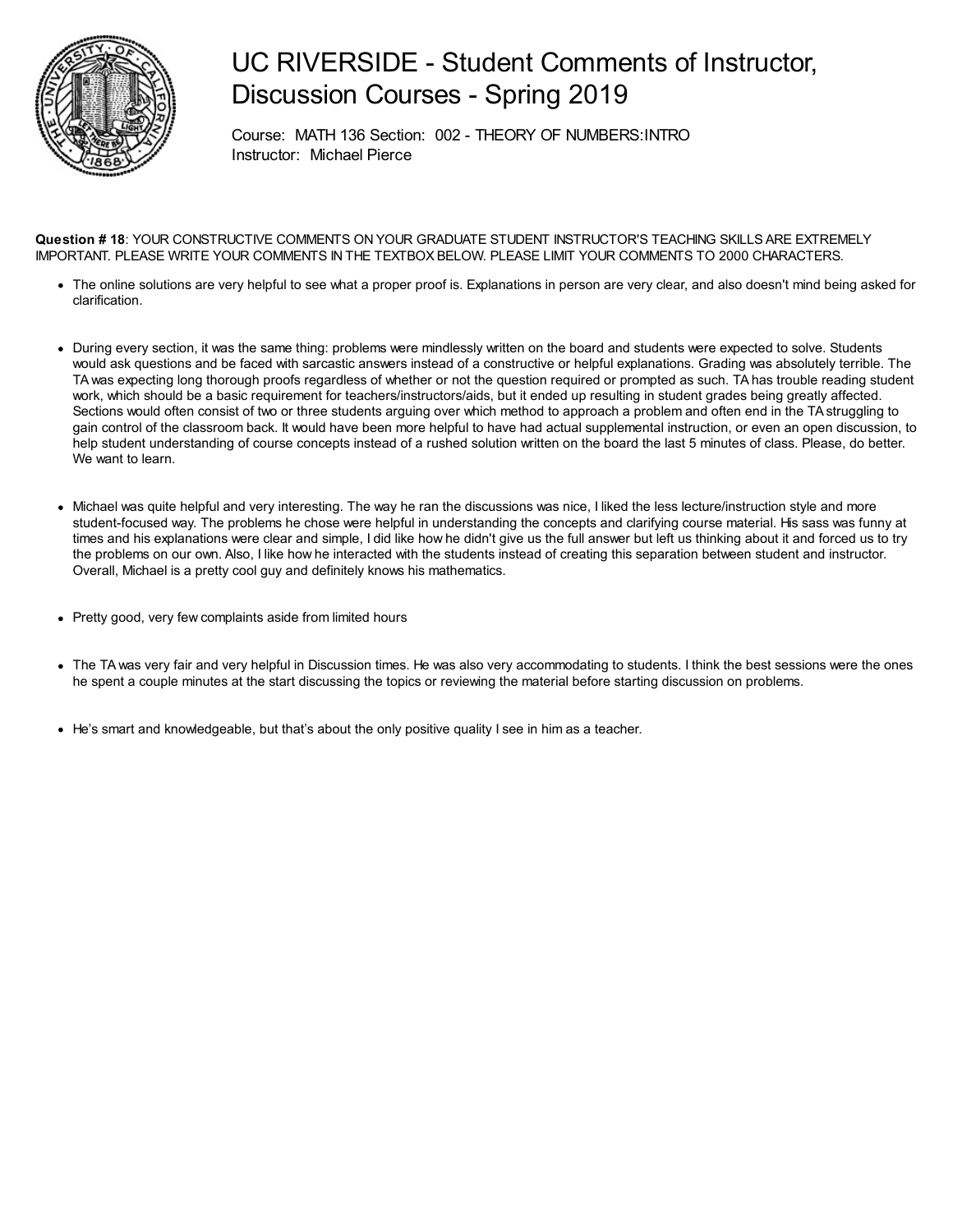# UC RIVERSIDE - Student Comments of Instructor, Discussion Courses - Spring 2019

Course: MATH 136 Section: 002 - THEORY OF NUMBERS:INTRO
Instructor: Michael Pierce

**Question # 18**: YOUR CONSTRUCTIVE COMMENTS ON YOUR GRADUATE STUDENT INSTRUCTOR'S TEACHING SKILLS ARE EXTREMELY IMPORTANT. PLEASE WRITE YOUR COMMENTS IN THE TEXTBOX BELOW. PLEASE LIMIT YOUR COMMENTS TO 2000 CHARACTERS.

- The online solutions are very helpful to see what a proper proof is. Explanations in person are very clear, and also doesn't mind being asked for clarification.

- During every section, it was the same thing: problems were mindlessly written on the board and students were expected to solve. Students would ask questions and be faced with sarcastic answers instead of a constructive or helpful explanations. Grading was absolutely terrible. The TA was expecting long thorough proofs regardless of whether or not the question required or prompted as such. TA has trouble reading student work, which should be a basic requirement for teachers/instructors/aids, but it ended up resulting in student grades being greatly affected. Sections would often consist of two or three students arguing over which method to approach a problem and often end in the TA struggling to gain control of the classroom back. It would have been more helpful to have had actual supplemental instruction, or even an open discussion, to help student understanding of course concepts instead of a rushed solution written on the board the last 5 minutes of class. Please, do better. We want to learn.

- Michael was quite helpful and very interesting. The way he ran the discussions was nice, I liked the less lecture/instruction style and more student-focused way. The problems he chose were helpful in understanding the concepts and clarifying course material. His sass was funny at times and his explanations were clear and simple, I did like how he didn't give us the full answer but left us thinking about it and forced us to try the problems on our own. Also, I like how he interacted with the students instead of creating this separation between student and instructor. Overall, Michael is a pretty cool guy and definitely knows his mathematics.

- Pretty good, very few complaints aside from limited hours

- The TA was very fair and very helpful in Discussion times. He was also very accommodating to students. I think the best sessions were the ones he spent a couple minutes at the start discussing the topics or reviewing the material before starting discussion on problems.

- He's smart and knowledgeable, but that's about the only positive quality I see in him as a teacher.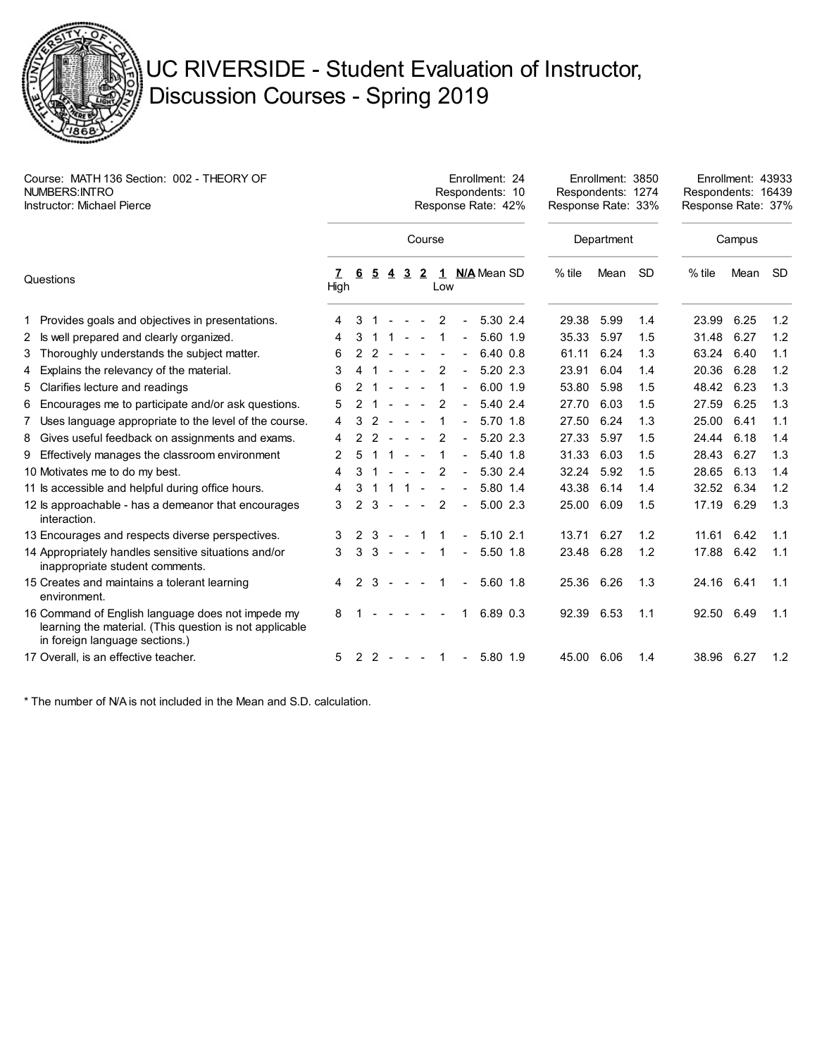# UC RIVERSIDE - Student Evaluation of Instructor, Discussion Courses - Spring 2019

Course: MATH 136 Section: 002 - THEORY OF NUMBERS:INTRO
Instructor: Michael Pierce

| | Course | Department | Campus |
|---|---|---|---|
| Enrollment | 24 | 3850 | 43933 |
| Respondents | 10 | 1274 | 16439 |
| Response Rate | 42% | 33% | 37% |

| Questions | 7 High | 6 | 5 | 4 | 3 | 2 | 1 Low | N/A | Mean | SD | Department % tile | Department Mean | Department SD | Campus % tile | Campus Mean | Campus SD |
|---|---|---|---|---|---|---|---|---|---|---|---|---|---|---|---|---|
| 1 Provides goals and objectives in presentations. | 4 | 3 | 1 | - | - | - | 2 | - | 5.30 | 2.4 | 29.38 | 5.99 | 1.4 | 23.99 | 6.25 | 1.2 |
| 2 Is well prepared and clearly organized. | 4 | 3 | 1 | 1 | - | - | 1 | - | 5.60 | 1.9 | 35.33 | 5.97 | 1.5 | 31.48 | 6.27 | 1.2 |
| 3 Thoroughly understands the subject matter. | 6 | 2 | 2 | - | - | - | - | - | 6.40 | 0.8 | 61.11 | 6.24 | 1.3 | 63.24 | 6.40 | 1.1 |
| 4 Explains the relevancy of the material. | 3 | 4 | 1 | - | - | - | 2 | - | 5.20 | 2.3 | 23.91 | 6.04 | 1.4 | 20.36 | 6.28 | 1.2 |
| 5 Clarifies lecture and readings | 6 | 2 | 1 | - | - | - | 1 | - | 6.00 | 1.9 | 53.80 | 5.98 | 1.5 | 48.42 | 6.23 | 1.3 |
| 6 Encourages me to participate and/or ask questions. | 5 | 2 | 1 | - | - | - | 2 | - | 5.40 | 2.4 | 27.70 | 6.03 | 1.5 | 27.59 | 6.25 | 1.3 |
| 7 Uses language appropriate to the level of the course. | 4 | 3 | 2 | - | - | - | 1 | - | 5.70 | 1.8 | 27.50 | 6.24 | 1.3 | 25.00 | 6.41 | 1.1 |
| 8 Gives useful feedback on assignments and exams. | 4 | 2 | 2 | - | - | - | 2 | - | 5.20 | 2.3 | 27.33 | 5.97 | 1.5 | 24.44 | 6.18 | 1.4 |
| 9 Effectively manages the classroom environment | 2 | 5 | 1 | 1 | - | - | 1 | - | 5.40 | 1.8 | 31.33 | 6.03 | 1.5 | 28.43 | 6.27 | 1.3 |
| 10 Motivates me to do my best. | 4 | 3 | 1 | - | - | - | 2 | - | 5.30 | 2.4 | 32.24 | 5.92 | 1.5 | 28.65 | 6.13 | 1.4 |
| 11 Is accessible and helpful during office hours. | 4 | 3 | 1 | 1 | 1 | - | - | - | 5.80 | 1.4 | 43.38 | 6.14 | 1.4 | 32.52 | 6.34 | 1.2 |
| 12 Is approachable - has a demeanor that encourages interaction. | 3 | 2 | 3 | - | - | - | 2 | - | 5.00 | 2.3 | 25.00 | 6.09 | 1.5 | 17.19 | 6.29 | 1.3 |
| 13 Encourages and respects diverse perspectives. | 3 | 2 | 3 | - | - | 1 | 1 | - | 5.10 | 2.1 | 13.71 | 6.27 | 1.2 | 11.61 | 6.42 | 1.1 |
| 14 Appropriately handles sensitive situations and/or inappropriate student comments. | 3 | 3 | 3 | - | - | - | 1 | - | 5.50 | 1.8 | 23.48 | 6.28 | 1.2 | 17.88 | 6.42 | 1.1 |
| 15 Creates and maintains a tolerant learning environment. | 4 | 2 | 3 | - | - | - | 1 | - | 5.60 | 1.8 | 25.36 | 6.26 | 1.3 | 24.16 | 6.41 | 1.1 |
| 16 Command of English language does not impede my learning the material. (This question is not applicable in foreign language sections.) | 8 | 1 | - | - | - | - | - | 1 | 6.89 | 0.3 | 92.39 | 6.53 | 1.1 | 92.50 | 6.49 | 1.1 |
| 17 Overall, is an effective teacher. | 5 | 2 | 2 | - | - | - | 1 | - | 5.80 | 1.9 | 45.00 | 6.06 | 1.4 | 38.96 | 6.27 | 1.2 |

* The number of N/A is not included in the Mean and S.D. calculation.